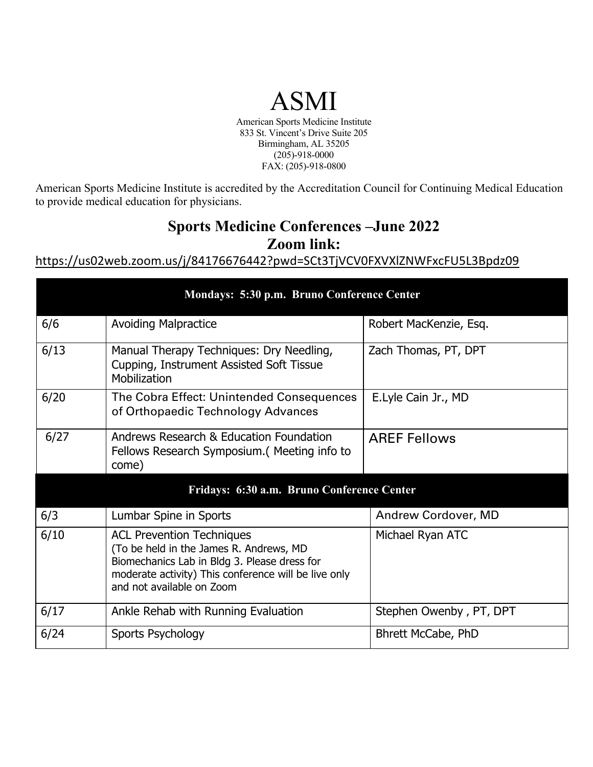# ASMI

American Sports Medicine Institute
833 St. Vincent's Drive Suite 205
Birmingham, AL 35205
(205)-918-0000
FAX: (205)-918-0800

American Sports Medicine Institute is accredited by the Accreditation Council for Continuing Medical Education to provide medical education for physicians.

## Sports Medicine Conferences –June 2022
## Zoom link:

https://us02web.zoom.us/j/84176676442?pwd=SCt3TjVCV0FXVXlZNWFxcFU5L3Bpdz09

| Mondays: 5:30 p.m. Bruno Conference Center | | |
|---|---|---|
| 6/6 | Avoiding Malpractice | Robert MacKenzie, Esq. |
| 6/13 | Manual Therapy Techniques: Dry Needling, Cupping, Instrument Assisted Soft Tissue Mobilization | Zach Thomas, PT, DPT |
| 6/20 | The Cobra Effect: Unintended Consequences of Orthopaedic Technology Advances | E.Lyle Cain Jr., MD |
| 6/27 | Andrews Research & Education Foundation Fellows Research Symposium.( Meeting info to come) | AREF Fellows |

| Fridays: 6:30 a.m. Bruno Conference Center | | |
|---|---|---|
| 6/3 | Lumbar Spine in Sports | Andrew Cordover, MD |
| 6/10 | ACL Prevention Techniques (To be held in the James R. Andrews, MD Biomechanics Lab in Bldg 3. Please dress for moderate activity) This conference will be live only and not available on Zoom | Michael Ryan ATC |
| 6/17 | Ankle Rehab with Running Evaluation | Stephen Owenby , PT, DPT |
| 6/24 | Sports Psychology | Bhrett McCabe, PhD |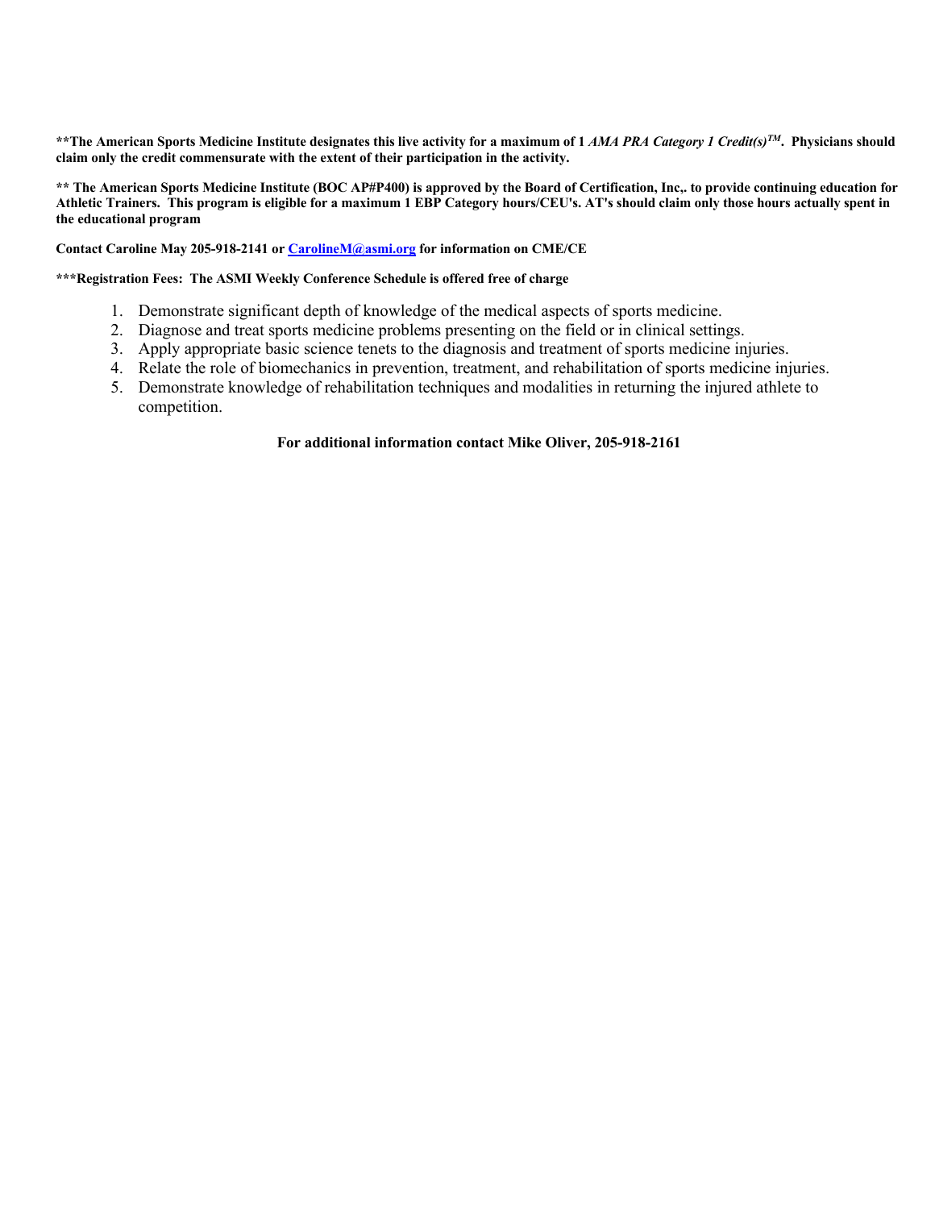**\*\*The American Sports Medicine Institute designates this live activity for a maximum of 1 *AMA PRA Category 1 Credit(s)™*. Physicians should claim only the credit commensurate with the extent of their participation in the activity.**

**\*\* The American Sports Medicine Institute (BOC AP#P400) is approved by the Board of Certification, Inc,. to provide continuing education for Athletic Trainers. This program is eligible for a maximum 1 EBP Category hours/CEU's. AT's should claim only those hours actually spent in the educational program**

**Contact Caroline May 205-918-2141 or [CarolineM@asmi.org](mailto:CarolineM@asmi.org) for information on CME/CE**

**\*\*\*Registration Fees: The ASMI Weekly Conference Schedule is offered free of charge**

1. Demonstrate significant depth of knowledge of the medical aspects of sports medicine.
2. Diagnose and treat sports medicine problems presenting on the field or in clinical settings.
3. Apply appropriate basic science tenets to the diagnosis and treatment of sports medicine injuries.
4. Relate the role of biomechanics in prevention, treatment, and rehabilitation of sports medicine injuries.
5. Demonstrate knowledge of rehabilitation techniques and modalities in returning the injured athlete to competition.

**For additional information contact Mike Oliver, 205-918-2161**